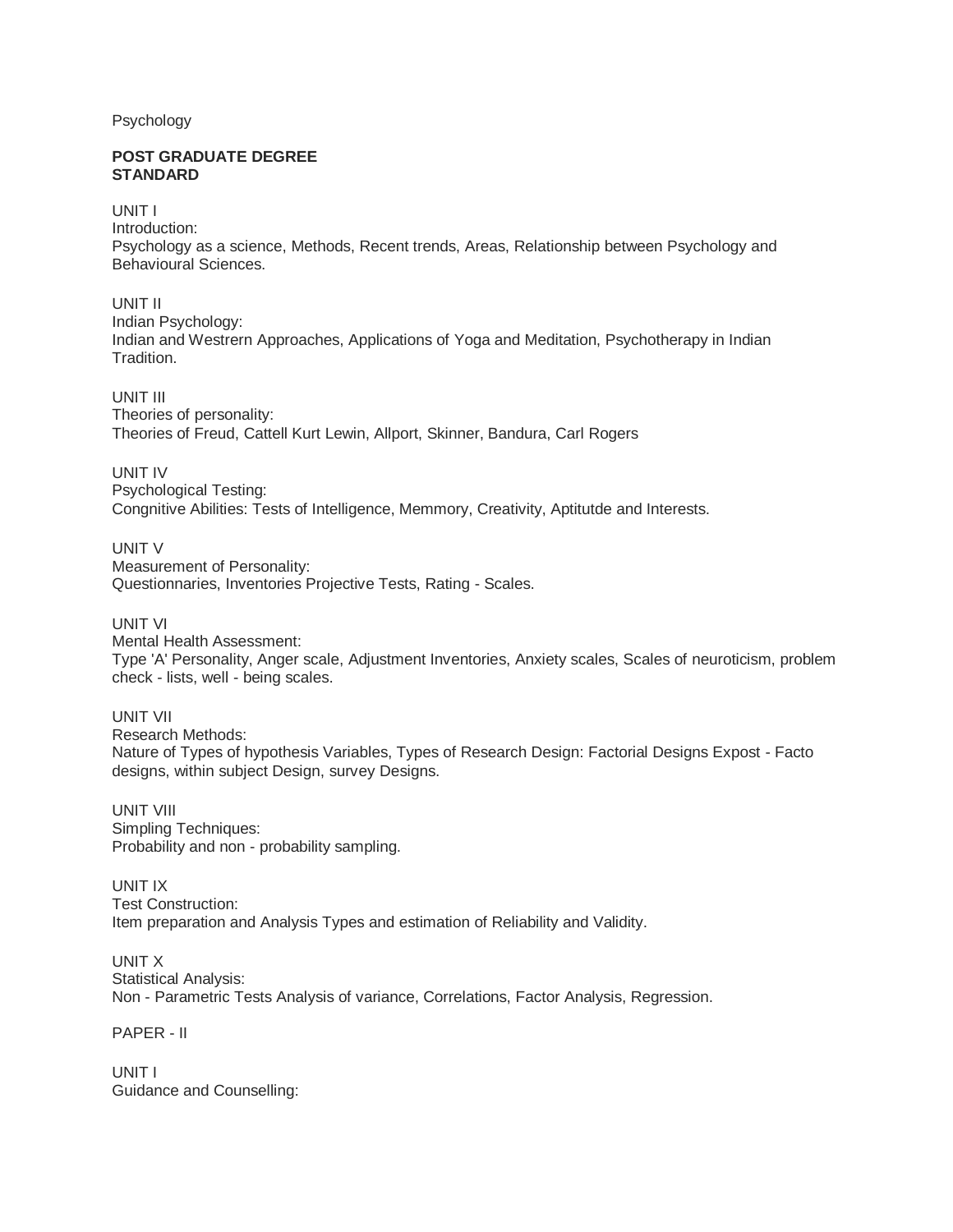Psychology

**POST GRADUATE DEGREE STANDARD**

UNIT I
Introduction:
Psychology as a science, Methods, Recent trends, Areas, Relationship between Psychology and Behavioural Sciences.

UNIT II
Indian Psychology:
Indian and Westrern Approaches, Applications of Yoga and Meditation, Psychotherapy in Indian Tradition.

UNIT III
Theories of personality:
Theories of Freud, Cattell Kurt Lewin, Allport, Skinner, Bandura, Carl Rogers

UNIT IV
Psychological Testing:
Congnitive Abilities: Tests of Intelligence, Memmory, Creativity, Aptitutde and Interests.

UNIT V
Measurement of Personality:
Questionnaries, Inventories Projective Tests, Rating - Scales.

UNIT VI
Mental Health Assessment:
Type 'A' Personality, Anger scale, Adjustment Inventories, Anxiety scales, Scales of neuroticism, problem check - lists, well - being scales.

UNIT VII
Research Methods:
Nature of Types of hypothesis Variables, Types of Research Design: Factorial Designs Expost - Facto designs, within subject Design, survey Designs.

UNIT VIII
Simpling Techniques:
Probability and non - probability sampling.

UNIT IX
Test Construction:
Item preparation and Analysis Types and estimation of Reliability and Validity.

UNIT X
Statistical Analysis:
Non - Parametric Tests Analysis of variance, Correlations, Factor Analysis, Regression.

PAPER - II

UNIT I
Guidance and Counselling: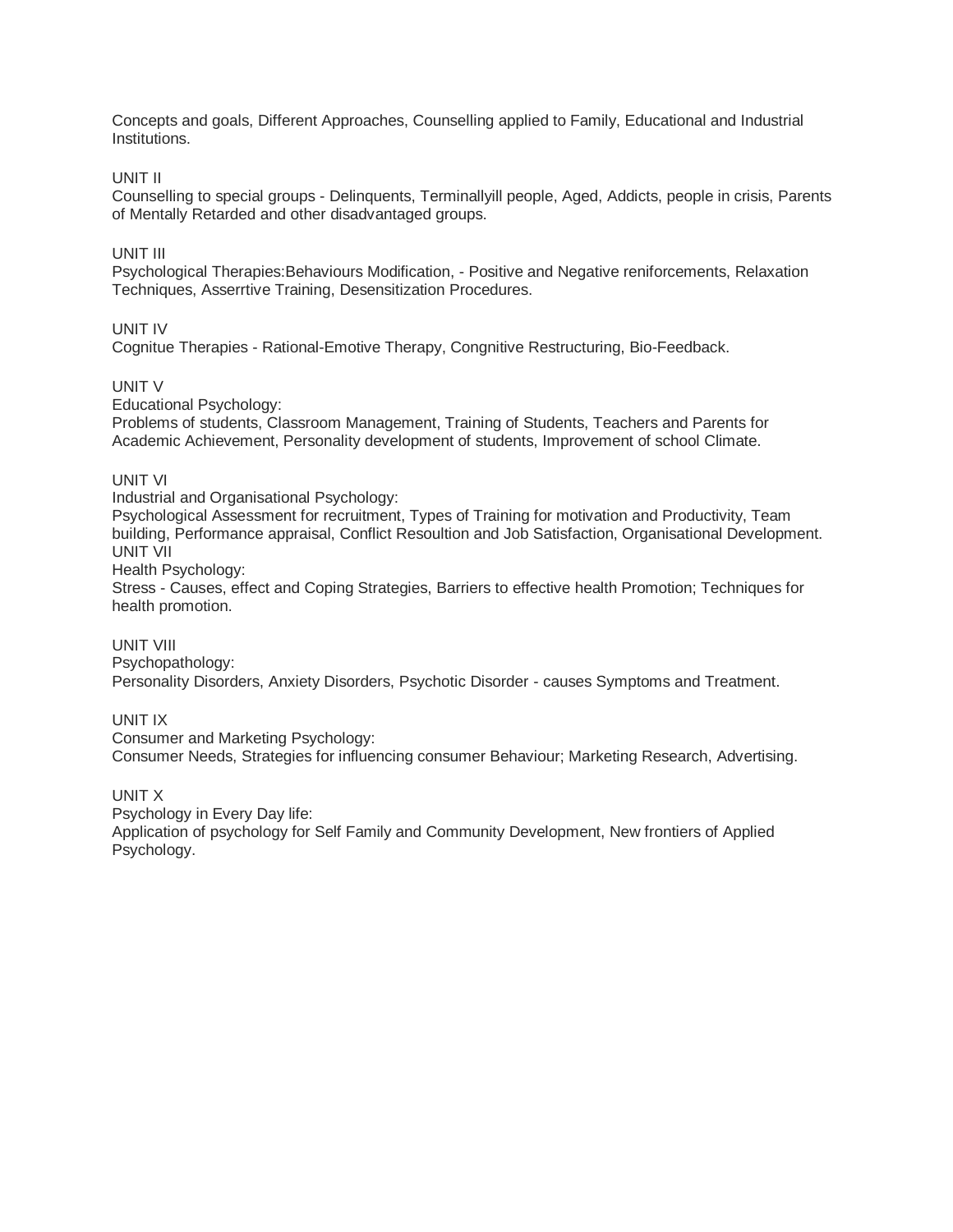Concepts and goals, Different Approaches, Counselling applied to Family, Educational and Industrial Institutions.

UNIT II

Counselling to special groups - Delinquents, Terminallyill people, Aged, Addicts, people in crisis, Parents of Mentally Retarded and other disadvantaged groups.

UNIT III

Psychological Therapies:Behaviours Modification, - Positive and Negative reniforcements, Relaxation Techniques, Asserrtive Training, Desensitization Procedures.

UNIT IV

Cognitue Therapies - Rational-Emotive Therapy, Congnitive Restructuring, Bio-Feedback.

UNIT V

Educational Psychology:

Problems of students, Classroom Management, Training of Students, Teachers and Parents for Academic Achievement, Personality development of students, Improvement of school Climate.

UNIT VI

Industrial and Organisational Psychology:

Psychological Assessment for recruitment, Types of Training for motivation and Productivity, Team building, Performance appraisal, Conflict Resoultion and Job Satisfaction, Organisational Development.

UNIT VII

Health Psychology:

Stress - Causes, effect and Coping Strategies, Barriers to effective health Promotion; Techniques for health promotion.

UNIT VIII

Psychopathology:

Personality Disorders, Anxiety Disorders, Psychotic Disorder - causes Symptoms and Treatment.

UNIT IX

Consumer and Marketing Psychology:

Consumer Needs, Strategies for influencing consumer Behaviour; Marketing Research, Advertising.

UNIT X

Psychology in Every Day life:

Application of psychology for Self Family and Community Development, New frontiers of Applied Psychology.